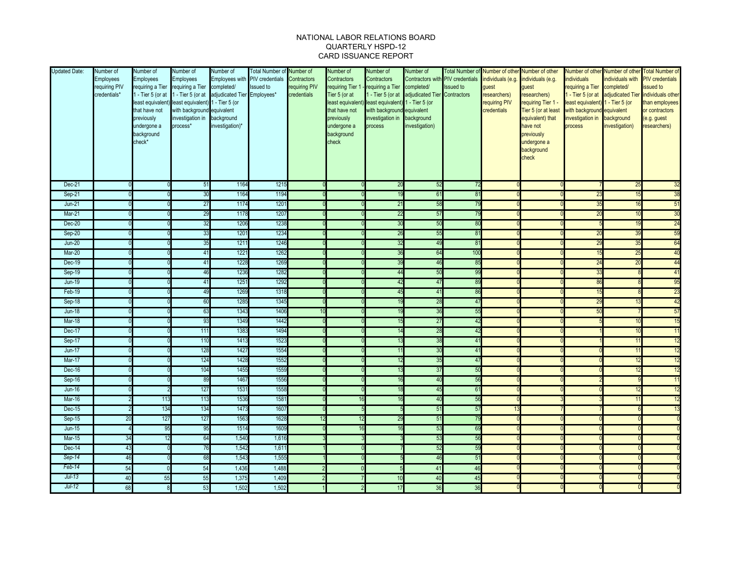# NATIONAL LABOR RELATIONS BOARD
## QUARTERLY HSPD-12
## CARD ISSUANCE REPORT

| Updated Date: | Number of Employees requiring PIV credentials* | Number of Employees requiring a Tier 1 - Tier 5 (or at least equivalent) that have not previously undergone a background check* | Number of Employees requiring a Tier 1 - Tier 5 (or at least equivalent) with background investigation in process* | Number of Employees with completed/ adjudicated Tier 1 - Tier 5 (or equivalent background investigation)* | Total Number of PIV credentials Issued to Employees* | Number of Contractors requiring PIV credentials | Number of Contractors requiring Tier 1 - Tier 5 (or at least equivalent) that have not previously undergone a background check | Number of Contractors requiring a Tier 1 - Tier 5 (or at least equivalent) with background investigation in process | Number of Contractors with completed/ adjudicated Tier 1 - Tier 5 (or equivalent background investigation) | Total Number of PIV credentials Issued to Contractors | Number of other individuals (e.g. guest researchers) requiring PIV credentials | Number of other individuals (e.g. guest researchers) requiring Tier 1 - Tier 5 (or at least equivalent) that have not previously undergone a background check | Number of other individuals requiring a Tier 1 - Tier 5 (or at least equivalent) with background investigation in process | Number of other individuals with completed/ adjudicated Tier 1 - Tier 5 (or equivalent background investigation) | Total Number of PIV credentials issued to individuals other than employees or contractors (e.g. guest researchers) |
|---|---|---|---|---|---|---|---|---|---|---|---|---|---|---|---|
| Dec-21 | 0 | 0 | 51 | 1164 | 1215 | 0 | 0 | 20 | 52 | 72 | 0 | 0 | 7 | 25 | 32 |
| Sep-21 | 0 | 0 | 30 | 1164 | 1194 | 0 | 0 | 19 | 61 | 81 | 0 | 0 | 23 | 15 | 38 |
| Jun-21 | 0 | 0 | 27 | 1174 | 1201 | 0 | 0 | 21 | 58 | 79 | 0 | 0 | 35 | 16 | 51 |
| Mar-21 | 0 | 0 | 29 | 1178 | 1207 | 0 | 0 | 22 | 57 | 79 | 0 | 0 | 20 | 10 | 30 |
| Dec-20 | 0 | 0 | 32 | 1206 | 1238 | 0 | 0 | 30 | 50 | 80 | 0 | 0 | 5 | 19 | 24 |
| Sep-20 | 0 | 0 | 33 | 1201 | 1234 | 0 | 0 | 26 | 55 | 81 | 0 | 0 | 20 | 39 | 59 |
| Jun-20 | 0 | 0 | 35 | 1211 | 1246 | 0 | 0 | 32 | 49 | 81 | 0 | 0 | 29 | 35 | 64 |
| Mar-20 | 0 | 0 | 41 | 1221 | 1262 | 0 | 0 | 36 | 64 | 100 | 0 | 0 | 15 | 25 | 40 |
| Dec-19 | 0 | 0 | 41 | 1228 | 1269 | 0 | 0 | 39 | 46 | 85 | 0 | 0 | 24 | 20 | 44 |
| Sep-19 | 0 | 0 | 46 | 1236 | 1282 | 0 | 0 | 44 | 50 | 99 | 0 | 0 | 33 | 8 | 41 |
| Jun-19 | 0 | 0 | 41 | 1251 | 1292 | 0 | 0 | 42 | 47 | 89 | 0 | 0 | 86 | 8 | 95 |
| Feb-19 | 0 | 0 | 49 | 1269 | 1318 | 0 | 0 | 45 | 41 | 86 | 0 | 0 | 15 | 8 | 23 |
| Sep-18 | 0 | 0 | 60 | 1285 | 1345 | 0 | 0 | 19 | 28 | 47 | 0 | 0 | 29 | 13 | 42 |
| Jun-18 | 0 | 0 | 63 | 1343 | 1406 | 10 | 0 | 19 | 36 | 55 | 0 | 0 | 50 | 7 | 57 |
| Mar-18 | 0 | 0 | 93 | 1349 | 1442 | 0 | 0 | 15 | 27 | 42 | 0 | 0 | 5 | 10 | 15 |
| Dec-17 | 0 | 0 | 111 | 1383 | 1494 | 0 | 0 | 14 | 28 | 42 | 0 | 0 | 1 | 10 | 11 |
| Sep-17 | 0 | 0 | 110 | 1413 | 1523 | 0 | 0 | 13 | 38 | 41 | 0 | 0 | 1 | 11 | 12 |
| Jun-17 | 0 | 0 | 128 | 1427 | 1554 | 0 | 0 | 11 | 30 | 41 | 0 | 0 | 0 | 11 | 12 |
| Mar-17 | 0 | 0 | 124 | 1428 | 1552 | 0 | 0 | 12 | 35 | 47 | 0 | 0 | 0 | 12 | 12 |
| Dec-16 | 0 | 0 | 104 | 1455 | 1559 | 0 | 0 | 13 | 37 | 50 | 0 | 0 | 0 | 12 | 12 |
| Sep-16 | 0 | 0 | 89 | 1467 | 1556 | 0 | 0 | 16 | 40 | 56 | 0 | 0 | 2 | 9 | 11 |
| Jun-16 | 0 | 2 | 127 | 1531 | 1558 | 0 | 0 | 18 | 45 | 61 | 0 | 0 | 0 | 12 | 12 |
| Mar-16 | 2 | 113 | 113 | 1536 | 1581 | 0 | 16 | 16 | 40 | 56 | 0 | 3 | 3 | 11 | 12 |
| Dec-15 | 2 | 134 | 134 | 1473 | 1607 | 0 | 5 | 5 | 51 | 57 | 13 | 7 | 7 | 6 | 13 |
| Sep-15 | 20 | 127 | 127 | 1563 | 1628 | 12 | 12 | 29 | 51 | 79 | 0 | 0 | 0 | 0 | 0 |
| Jun-15 | 4 | 95 | 95 | 1514 | 1609 | 0 | 16 | 16 | 53 | 69 | 0 | 0 | 0 | 0 | 0 |
| Mar-15 | 34 | 12 | 64 | 1,540 | 1,616 | 3 | 3 | 3 | 53 | 56 | 0 | 0 | 0 | 0 | 0 |
| Dec-14 | 43 | 0 | 76 | 1,542 | 1,611 | 1 | 0 | 7 | 52 | 59 | 0 | 0 | 0 | 0 | 0 |
| *Sep-14* | 46 | 0 | 68 | 1,543 | 1,555 | 1 | 0 | 5 | 46 | 51 | 0 | 0 | 0 | 0 | 0 |
| *Feb-14* | 54 | 0 | 54 | 1,436 | 1,488 | 2 | 0 | 5 | 41 | 46 | 0 | 0 | 0 | 0 | 0 |
| *Jul-13* | 40 | 55 | 55 | 1,375 | 1,409 | 2 | 7 | 10 | 40 | 45 | 0 | 0 | 0 | 0 | 0 |
| *Jul-12* | 68 | 8 | 53 | 1,502 | 1,502 | 1 | 2 | 17 | 36 | 36 | 0 | 0 | 0 | 0 | 0 |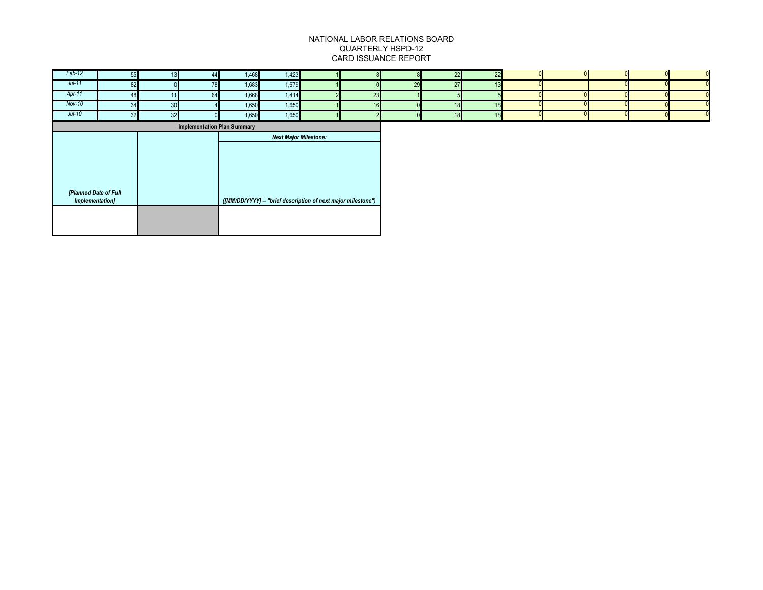# NATIONAL LABOR RELATIONS BOARD
## QUARTERLY HSPD-12
## CARD ISSUANCE REPORT

| | | | | | | | | | | | | | | | |
|---|---|---|---|---|---|---|---|---|---|---|---|---|---|---|---|
| *Feb-12* | 55 | 13 | 44 | 1,468 | 1,423 | 1 | 8 | 8 | 22 | 22 | 0 | 0 | 0 | 0 | 0 |
| *Jul-11* | 82 | 0 | 78 | 1,683 | 1,679 | 1 | 0 | 29 | 27 | 13 | 0 | | 0 | 0 | 0 |
| *Apr-11* | 48 | 11 | 64 | 1,668 | 1,414 | 2 | 23 | 1 | 5 | 5 | 0 | 0 | 0 | 0 | 0 |
| *Nov-10* | 34 | 30 | 4 | 1,650 | 1,650 | 1 | 16 | 0 | 18 | 18 | 0 | 0 | 0 | 0 | 0 |
| *Jul-10* | 32 | 32 | 0 | 1,650 | 1,650 | 1 | 2 | 0 | 18 | 18 | 0 | 0 | 0 | 0 | 0 |

| Implementation Plan Summary | | |
|---|---|---|
| | | ***Next Major Milestone:*** |
| ***[Planned Date of Full Implementation]*** | | ***([MM/DD/YYYY] – "brief description of next major milestone")*** |
| | | |